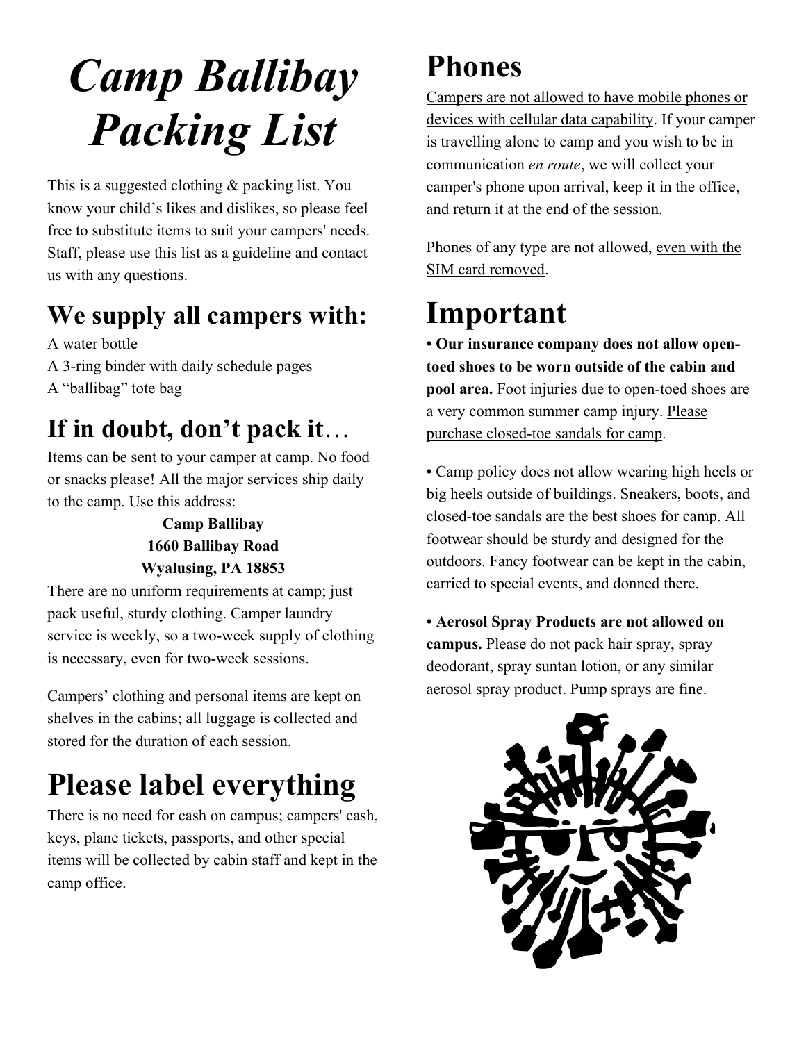# *Camp Ballibay Packing List*

This is a suggested clothing & packing list. You know your child's likes and dislikes, so please feel free to substitute items to suit your campers' needs. Staff, please use this list as a guideline and contact us with any questions.

## We supply all campers with:

A water bottle
A 3-ring binder with daily schedule pages
A "ballibag" tote bag

## If in doubt, don't pack it…

Items can be sent to your camper at camp. No food or snacks please! All the major services ship daily to the camp. Use this address:

**Camp Ballibay**
**1660 Ballibay Road**
**Wyalusing, PA 18853**

There are no uniform requirements at camp; just pack useful, sturdy clothing. Camper laundry service is weekly, so a two-week supply of clothing is necessary, even for two-week sessions.

Campers' clothing and personal items are kept on shelves in the cabins; all luggage is collected and stored for the duration of each session.

# Please label everything

There is no need for cash on campus; campers' cash, keys, plane tickets, passports, and other special items will be collected by cabin staff and kept in the camp office.

# Phones

<u>Campers are not allowed to have mobile phones or devices with cellular data capability</u>. If your camper is travelling alone to camp and you wish to be in communication *en route*, we will collect your camper's phone upon arrival, keep it in the office, and return it at the end of the session.

Phones of any type are not allowed, <u>even with the SIM card removed</u>.

# Important

**• Our insurance company does not allow open-toed shoes to be worn outside of the cabin and pool area.** Foot injuries due to open-toed shoes are a very common summer camp injury. <u>Please purchase closed-toe sandals for camp</u>.

• Camp policy does not allow wearing high heels or big heels outside of buildings. Sneakers, boots, and closed-toe sandals are the best shoes for camp. All footwear should be sturdy and designed for the outdoors. Fancy footwear can be kept in the cabin, carried to special events, and donned there.

**• Aerosol Spray Products are not allowed on campus.** Please do not pack hair spray, spray deodorant, spray suntan lotion, or any similar aerosol spray product. Pump sprays are fine.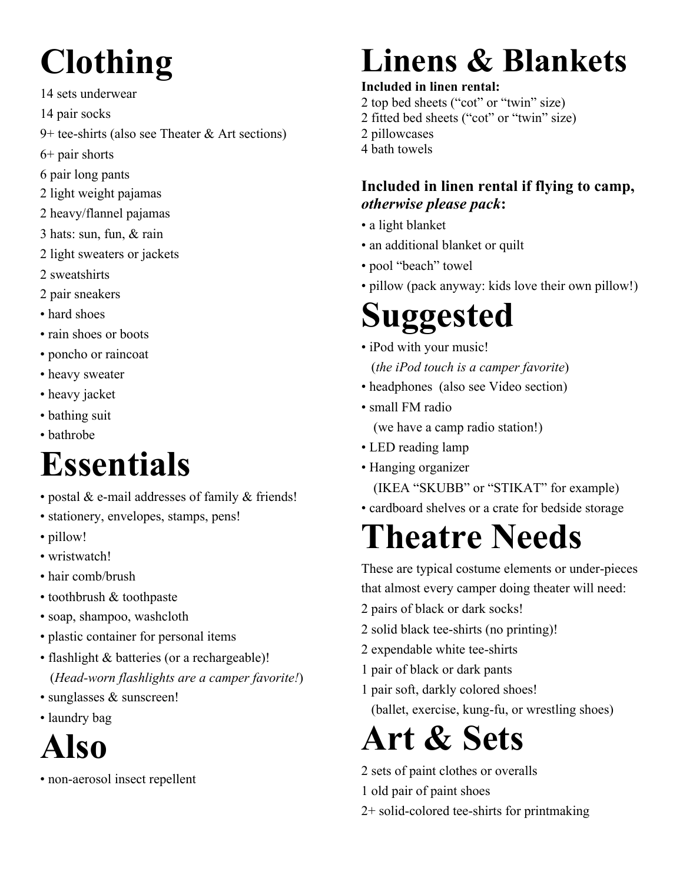# Clothing

14 sets underwear

14 pair socks

9+ tee-shirts (also see Theater & Art sections)

6+ pair shorts

6 pair long pants

2 light weight pajamas

2 heavy/flannel pajamas

3 hats: sun, fun, & rain

2 light sweaters or jackets

2 sweatshirts

2 pair sneakers

- hard shoes
- rain shoes or boots
- poncho or raincoat
- heavy sweater
- heavy jacket
- bathing suit
- bathrobe

# Essentials

- postal & e-mail addresses of family & friends!
- stationery, envelopes, stamps, pens!
- pillow!
- wristwatch!
- hair comb/brush
- toothbrush & toothpaste
- soap, shampoo, washcloth
- plastic container for personal items
- flashlight & batteries (or a rechargeable)!
  (*Head-worn flashlights are a camper favorite!*)
- sunglasses & sunscreen!
- laundry bag

# Also

- non-aerosol insect repellent

# Linens & Blankets

**Included in linen rental:**

2 top bed sheets ("cot" or "twin" size)

2 fitted bed sheets ("cot" or "twin" size)

2 pillowcases

4 bath towels

**Included in linen rental if flying to camp, *otherwise please pack*:**

- a light blanket
- an additional blanket or quilt
- pool "beach" towel
- pillow (pack anyway: kids love their own pillow!)

# Suggested

- iPod with your music!
  (*the iPod touch is a camper favorite*)
- headphones (also see Video section)
- small FM radio
  (we have a camp radio station!)
- LED reading lamp
- Hanging organizer
  (IKEA "SKUBB" or "STIKAT" for example)
- cardboard shelves or a crate for bedside storage

# Theatre Needs

These are typical costume elements or under-pieces that almost every camper doing theater will need:

2 pairs of black or dark socks!

2 solid black tee-shirts (no printing)!

2 expendable white tee-shirts

1 pair of black or dark pants

1 pair soft, darkly colored shoes!
(ballet, exercise, kung-fu, or wrestling shoes)

# Art & Sets

2 sets of paint clothes or overalls

1 old pair of paint shoes

2+ solid-colored tee-shirts for printmaking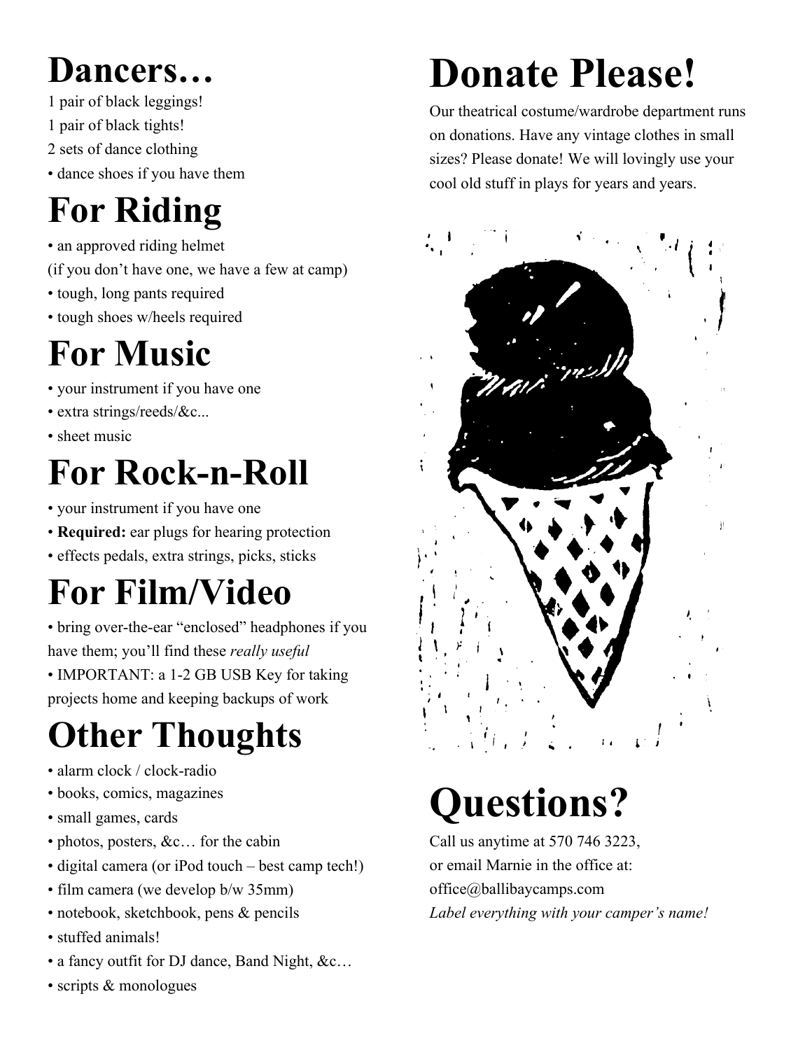# Dancers…

1 pair of black leggings!
1 pair of black tights!
2 sets of dance clothing
• dance shoes if you have them

# For Riding

• an approved riding helmet
(if you don't have one, we have a few at camp)
• tough, long pants required
• tough shoes w/heels required

# For Music

• your instrument if you have one
• extra strings/reeds/&c...
• sheet music

# For Rock-n-Roll

• your instrument if you have one
• **Required:** ear plugs for hearing protection
• effects pedals, extra strings, picks, sticks

# For Film/Video

• bring over-the-ear "enclosed" headphones if you have them; you'll find these *really useful*
• IMPORTANT: a 1-2 GB USB Key for taking projects home and keeping backups of work

# Other Thoughts

• alarm clock / clock-radio
• books, comics, magazines
• small games, cards
• photos, posters, &c… for the cabin
• digital camera (or iPod touch – best camp tech!)
• film camera (we develop b/w 35mm)
• notebook, sketchbook, pens & pencils
• stuffed animals!
• a fancy outfit for DJ dance, Band Night, &c…
• scripts & monologues

# Donate Please!

Our theatrical costume/wardrobe department runs on donations. Have any vintage clothes in small sizes? Please donate! We will lovingly use your cool old stuff in plays for years and years.

# Questions?

Call us anytime at 570 746 3223,
or email Marnie in the office at:
office@ballibaycamps.com
*Label everything with your camper's name!*